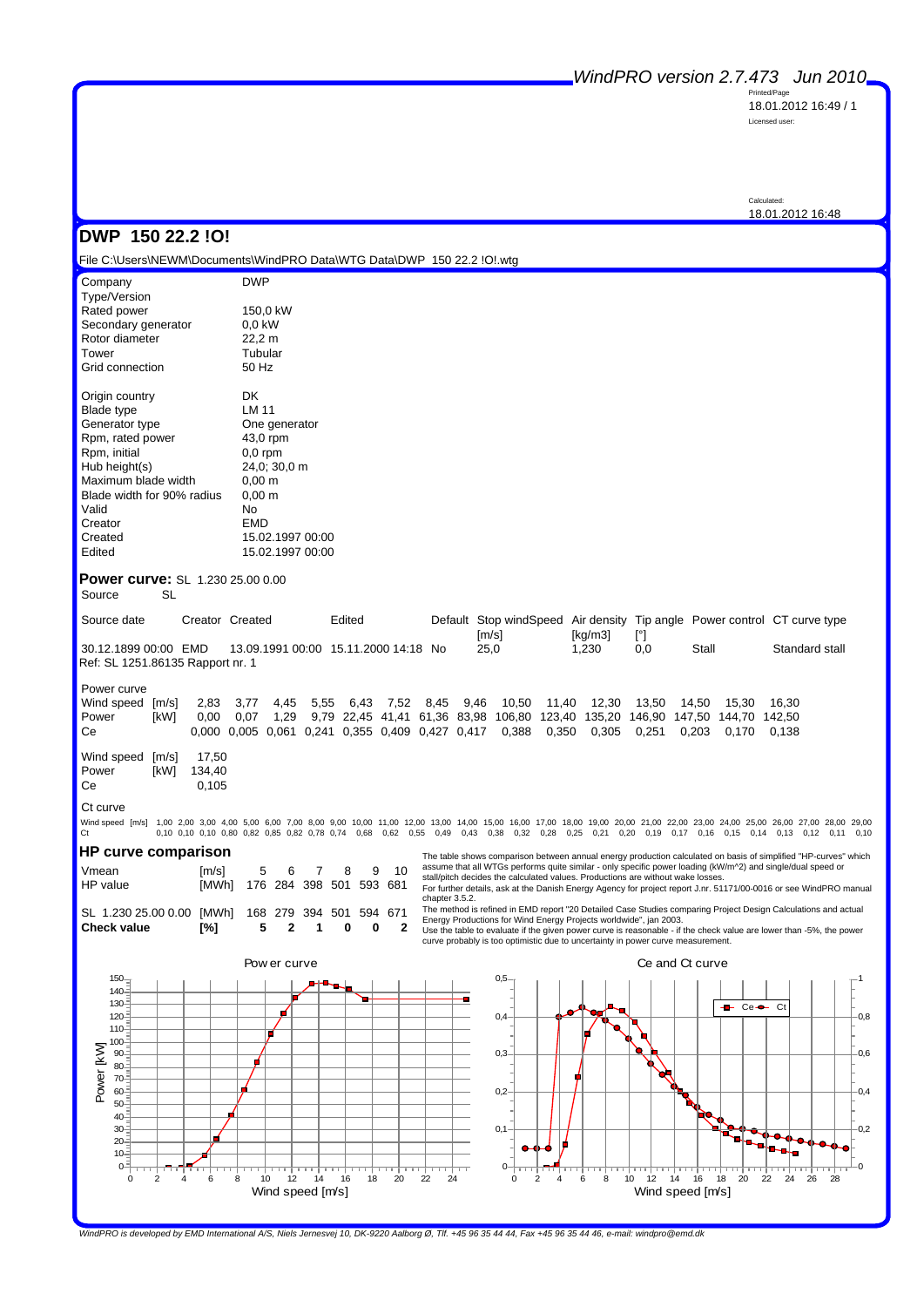WindPRO version 2.7.473 Jun 2010

Printed/Page
18.01.2012 16:49 / 1

Licensed user:

Calculated:
18.01.2012 16:48

# DWP 150 22.2 !O!

File C:\Users\NEWM\Documents\WindPRO Data\WTG Data\DWP 150 22.2 !O!.wtg

| | |
|---|---|
| Company | DWP |
| Type/Version | |
| Rated power | 150,0 kW |
| Secondary generator | 0,0 kW |
| Rotor diameter | 22,2 m |
| Tower | Tubular |
| Grid connection | 50 Hz |
| | |
| Origin country | DK |
| Blade type | LM 11 |
| Generator type | One generator |
| Rpm, rated power | 43,0 rpm |
| Rpm, initial | 0,0 rpm |
| Hub height(s) | 24,0; 30,0 m |
| Maximum blade width | 0,00 m |
| Blade width for 90% radius | 0,00 m |
| Valid | No |
| Creator | EMD |
| Created | 15.02.1997 00:00 |
| Edited | 15.02.1997 00:00 |

## Power curve: SL 1.230 25.00 0.00

Source SL

| Source date | Creator | Created | Edited | Default | Stop windSpeed [m/s] | Air density [kg/m3] | Tip angle [°] | Power control | CT curve type |
|---|---|---|---|---|---|---|---|---|---|
| 30.12.1899 00:00 | EMD | 13.09.1991 00:00 | 15.11.2000 14:18 | No | 25,0 | 1,230 | 0,0 | Stall | Standard stall |

Ref: SL 1251.86135 Rapport nr. 1

Power curve

| Wind speed [m/s] | 2,83 | 3,77 | 4,45 | 5,55 | 6,43 | 7,52 | 8,45 | 9,46 | 10,50 | 11,40 | 12,30 | 13,50 | 14,50 | 15,30 | 16,30 | 17,50 |
|---|---|---|---|---|---|---|---|---|---|---|---|---|---|---|---|---|
| Power [kW] | 0,00 | 0,07 | 1,29 | 9,79 | 22,45 | 41,41 | 61,36 | 83,98 | 106,80 | 123,40 | 135,20 | 146,90 | 147,50 | 144,70 | 142,50 | 134,40 |
| Ce | 0,000 | 0,005 | 0,061 | 0,241 | 0,355 | 0,409 | 0,427 | 0,417 | 0,388 | 0,350 | 0,305 | 0,251 | 0,203 | 0,170 | 0,138 | 0,105 |

Ct curve

| Wind speed [m/s] | 1,00 | 2,00 | 3,00 | 4,00 | 5,00 | 6,00 | 7,00 | 8,00 | 9,00 | 10,00 | 11,00 | 12,00 | 13,00 | 14,00 | 15,00 | 16,00 | 17,00 | 18,00 | 19,00 | 20,00 | 21,00 | 22,00 | 23,00 | 24,00 | 25,00 | 26,00 | 27,00 | 28,00 | 29,00 |
|---|---|---|---|---|---|---|---|---|---|---|---|---|---|---|---|---|---|---|---|---|---|---|---|---|---|---|---|---|---|
| Ct | 0,10 | 0,10 | 0,10 | 0,80 | 0,82 | 0,85 | 0,82 | 0,78 | 0,74 | 0,68 | 0,62 | 0,55 | 0,49 | 0,43 | 0,38 | 0,32 | 0,28 | 0,25 | 0,21 | 0,20 | 0,19 | 0,17 | 0,16 | 0,15 | 0,14 | 0,13 | 0,12 | 0,11 | 0,10 |

## HP curve comparison

| Vmean | [m/s] | 5 | 6 | 7 | 8 | 9 | 10 |
|---|---|---|---|---|---|---|---|
| HP value | [MWh] | 176 | 284 | 398 | 501 | 593 | 681 |
| SL 1.230 25.00 0.00 | [MWh] | 168 | 279 | 394 | 501 | 594 | 671 |
| **Check value** | **[%]** | **5** | **2** | **1** | **0** | **0** | **2** |

The table shows comparison between annual energy production calculated on basis of simplified "HP-curves" which assume that all WTGs performs quite similar - only specific power loading (kW/m^2) and single/dual speed or stall/pitch decides the calculated values. Productions are without wake losses.
For further details, ask at the Danish Energy Agency for project report J.nr. 51171/00-0016 or see WindPRO manual chapter 3.5.2.
The method is refined in EMD report "20 Detailed Case Studies comparing Project Design Calculations and actual Energy Productions for Wind Energy Projects worldwide", jan 2003.
Use the table to evaluate if the given power curve is reasonable - if the check value are lower than -5%, the power curve probably is too optimistic due to uncertainty in power curve measurement.

Power curve

Ce and Ct curve

*WindPRO is developed by EMD International A/S, Niels Jernesvej 10, DK-9220 Aalborg Ø, Tlf. +45 96 35 44 44, Fax +45 96 35 44 46, e-mail: windpro@emd.dk*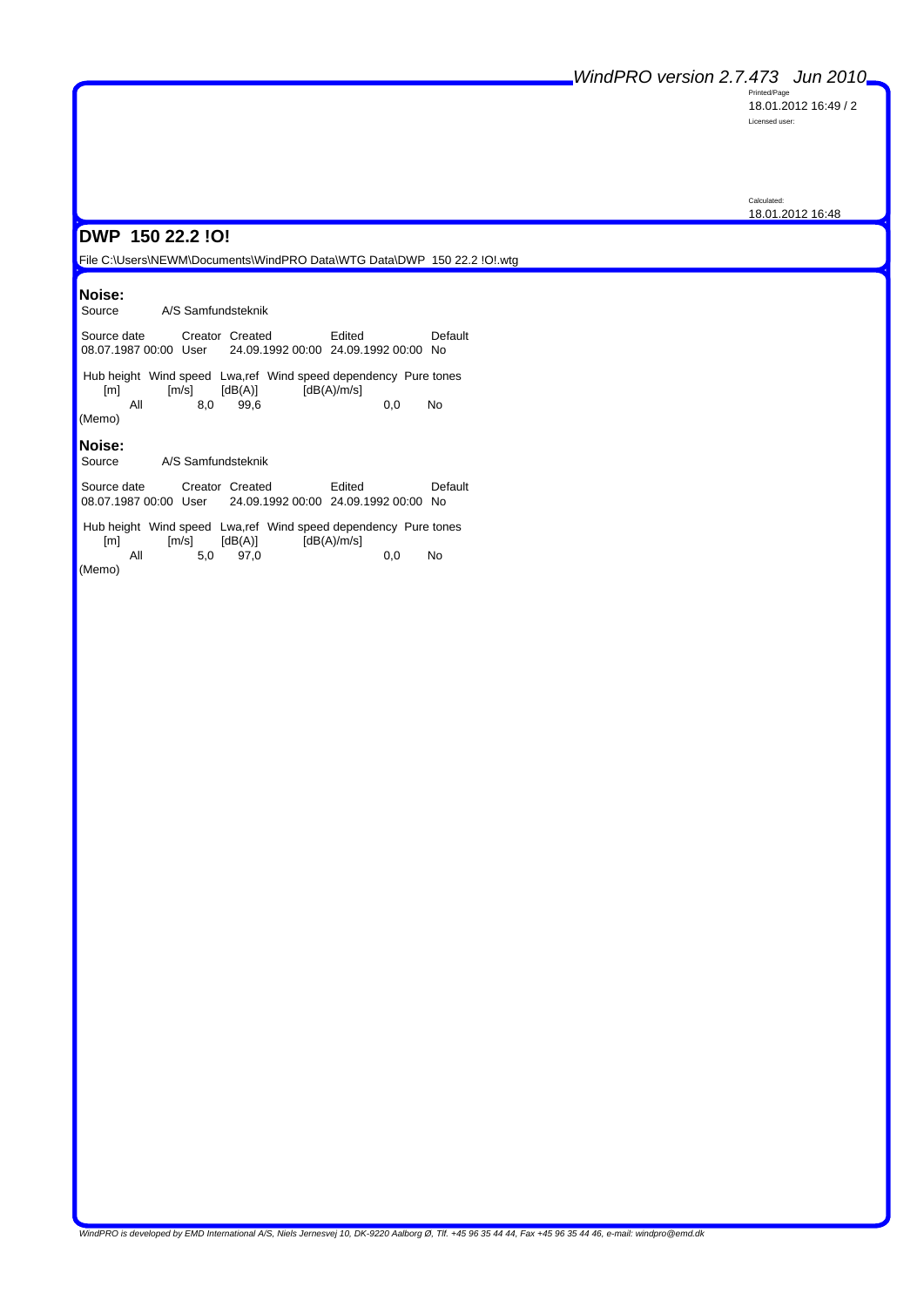Printed/Page
18.01.2012 16:49 / 2
Licensed user:

Calculated:
18.01.2012 16:48

## DWP 150 22.2 !O!

File C:\Users\NEWM\Documents\WindPRO Data\WTG Data\DWP 150 22.2 !O!.wtg

### Noise:

Source A/S Samfundsteknik

| Source date | Creator | Created | Edited | Default |
|---|---|---|---|---|
| 08.07.1987 00:00 | User | 24.09.1992 00:00 | 24.09.1992 00:00 | No |

| Hub height [m] | Wind speed [m/s] | Lwa,ref [dB(A)] | Wind speed dependency [dB(A)/m/s] | Pure tones |
|---|---|---|---|---|
| All | 8,0 | 99,6 | 0,0 | No |

(Memo)

### Noise:

Source A/S Samfundsteknik

| Source date | Creator | Created | Edited | Default |
|---|---|---|---|---|
| 08.07.1987 00:00 | User | 24.09.1992 00:00 | 24.09.1992 00:00 | No |

| Hub height [m] | Wind speed [m/s] | Lwa,ref [dB(A)] | Wind speed dependency [dB(A)/m/s] | Pure tones |
|---|---|---|---|---|
| All | 5,0 | 97,0 | 0,0 | No |

(Memo)